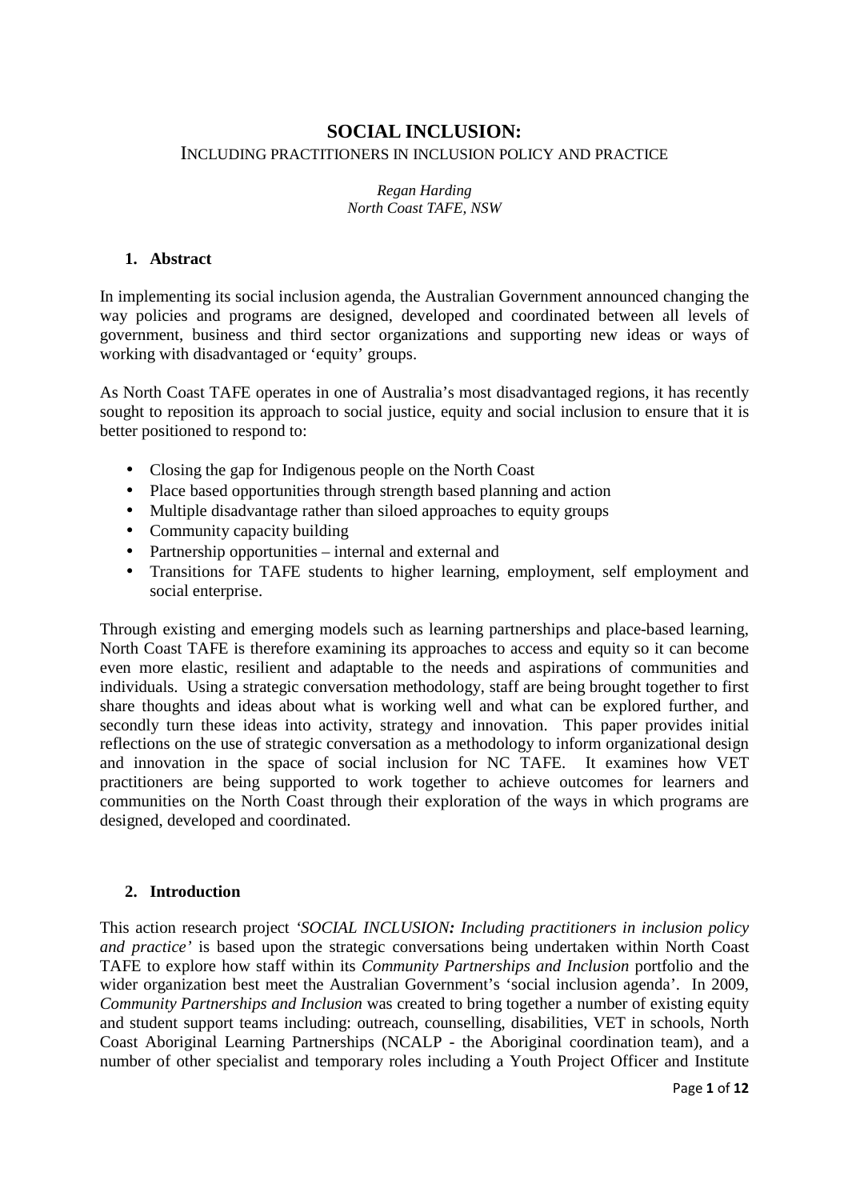# SOCIAL INCLUSION:

INCLUDING PRACTITIONERS IN INCLUSION POLICY AND PRACTICE

*Regan Harding*
*North Coast TAFE, NSW*

## 1. Abstract

In implementing its social inclusion agenda, the Australian Government announced changing the way policies and programs are designed, developed and coordinated between all levels of government, business and third sector organizations and supporting new ideas or ways of working with disadvantaged or 'equity' groups.

As North Coast TAFE operates in one of Australia's most disadvantaged regions, it has recently sought to reposition its approach to social justice, equity and social inclusion to ensure that it is better positioned to respond to:

- Closing the gap for Indigenous people on the North Coast
- Place based opportunities through strength based planning and action
- Multiple disadvantage rather than siloed approaches to equity groups
- Community capacity building
- Partnership opportunities – internal and external and
- Transitions for TAFE students to higher learning, employment, self employment and social enterprise.

Through existing and emerging models such as learning partnerships and place-based learning, North Coast TAFE is therefore examining its approaches to access and equity so it can become even more elastic, resilient and adaptable to the needs and aspirations of communities and individuals. Using a strategic conversation methodology, staff are being brought together to first share thoughts and ideas about what is working well and what can be explored further, and secondly turn these ideas into activity, strategy and innovation. This paper provides initial reflections on the use of strategic conversation as a methodology to inform organizational design and innovation in the space of social inclusion for NC TAFE. It examines how VET practitioners are being supported to work together to achieve outcomes for learners and communities on the North Coast through their exploration of the ways in which programs are designed, developed and coordinated.

## 2. Introduction

This action research project *'SOCIAL INCLUSION: Including practitioners in inclusion policy and practice'* is based upon the strategic conversations being undertaken within North Coast TAFE to explore how staff within its *Community Partnerships and Inclusion* portfolio and the wider organization best meet the Australian Government's 'social inclusion agenda'. In 2009, *Community Partnerships and Inclusion* was created to bring together a number of existing equity and student support teams including: outreach, counselling, disabilities, VET in schools, North Coast Aboriginal Learning Partnerships (NCALP - the Aboriginal coordination team), and a number of other specialist and temporary roles including a Youth Project Officer and Institute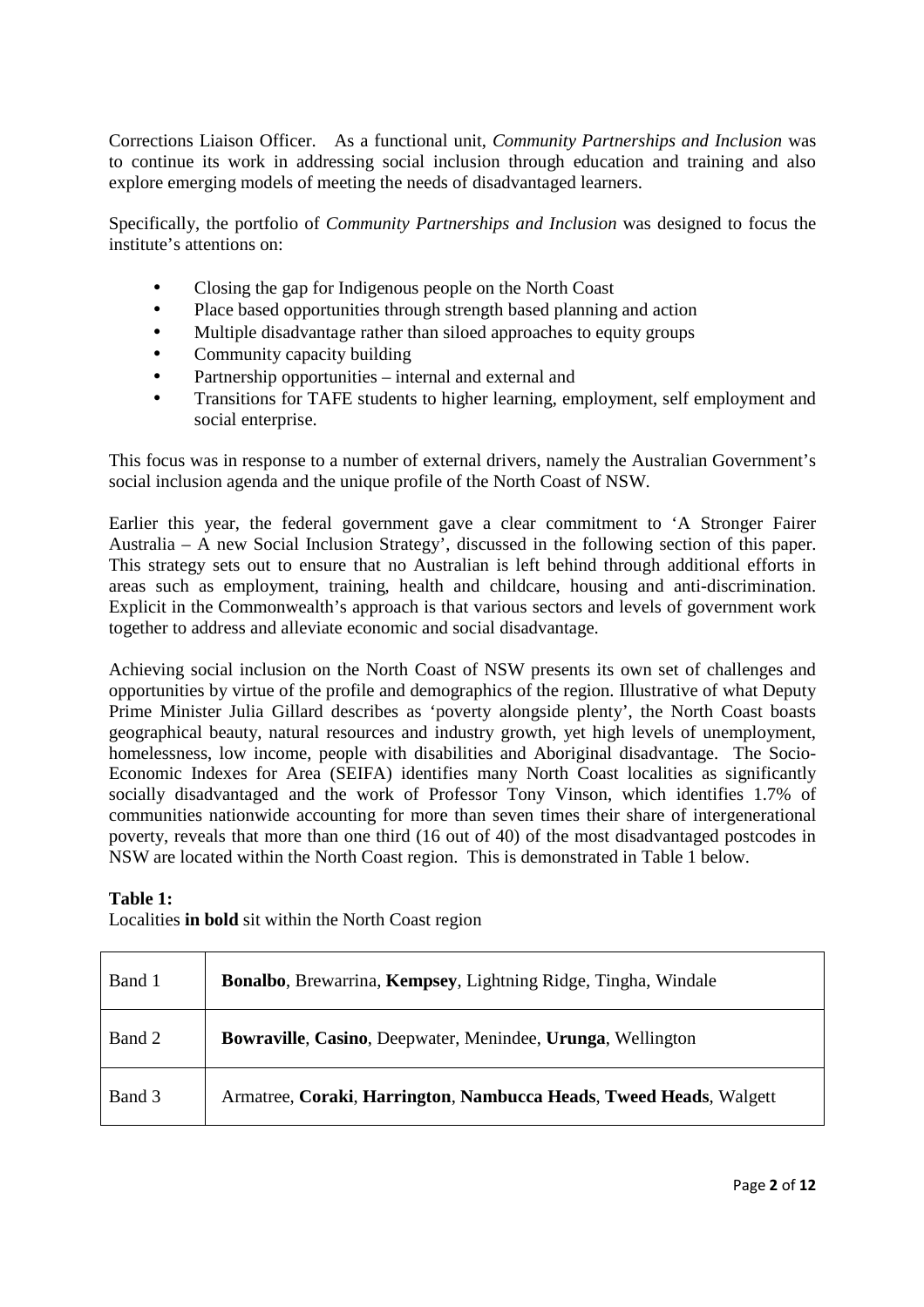Corrections Liaison Officer. As a functional unit, *Community Partnerships and Inclusion* was to continue its work in addressing social inclusion through education and training and also explore emerging models of meeting the needs of disadvantaged learners.

Specifically, the portfolio of *Community Partnerships and Inclusion* was designed to focus the institute's attentions on:

- Closing the gap for Indigenous people on the North Coast
- Place based opportunities through strength based planning and action
- Multiple disadvantage rather than siloed approaches to equity groups
- Community capacity building
- Partnership opportunities – internal and external and
- Transitions for TAFE students to higher learning, employment, self employment and social enterprise.

This focus was in response to a number of external drivers, namely the Australian Government's social inclusion agenda and the unique profile of the North Coast of NSW.

Earlier this year, the federal government gave a clear commitment to 'A Stronger Fairer Australia – A new Social Inclusion Strategy', discussed in the following section of this paper. This strategy sets out to ensure that no Australian is left behind through additional efforts in areas such as employment, training, health and childcare, housing and anti-discrimination. Explicit in the Commonwealth's approach is that various sectors and levels of government work together to address and alleviate economic and social disadvantage.

Achieving social inclusion on the North Coast of NSW presents its own set of challenges and opportunities by virtue of the profile and demographics of the region. Illustrative of what Deputy Prime Minister Julia Gillard describes as 'poverty alongside plenty', the North Coast boasts geographical beauty, natural resources and industry growth, yet high levels of unemployment, homelessness, low income, people with disabilities and Aboriginal disadvantage. The Socio-Economic Indexes for Area (SEIFA) identifies many North Coast localities as significantly socially disadvantaged and the work of Professor Tony Vinson, which identifies 1.7% of communities nationwide accounting for more than seven times their share of intergenerational poverty, reveals that more than one third (16 out of 40) of the most disadvantaged postcodes in NSW are located within the North Coast region. This is demonstrated in Table 1 below.

**Table 1:**

Localities **in bold** sit within the North Coast region

| | |
|---|---|
| Band 1 | **Bonalbo**, Brewarrina, **Kempsey**, Lightning Ridge, Tingha, Windale |
| Band 2 | **Bowraville**, **Casino**, Deepwater, Menindee, **Urunga**, Wellington |
| Band 3 | Armatree, **Coraki**, **Harrington**, **Nambucca Heads**, **Tweed Heads**, Walgett |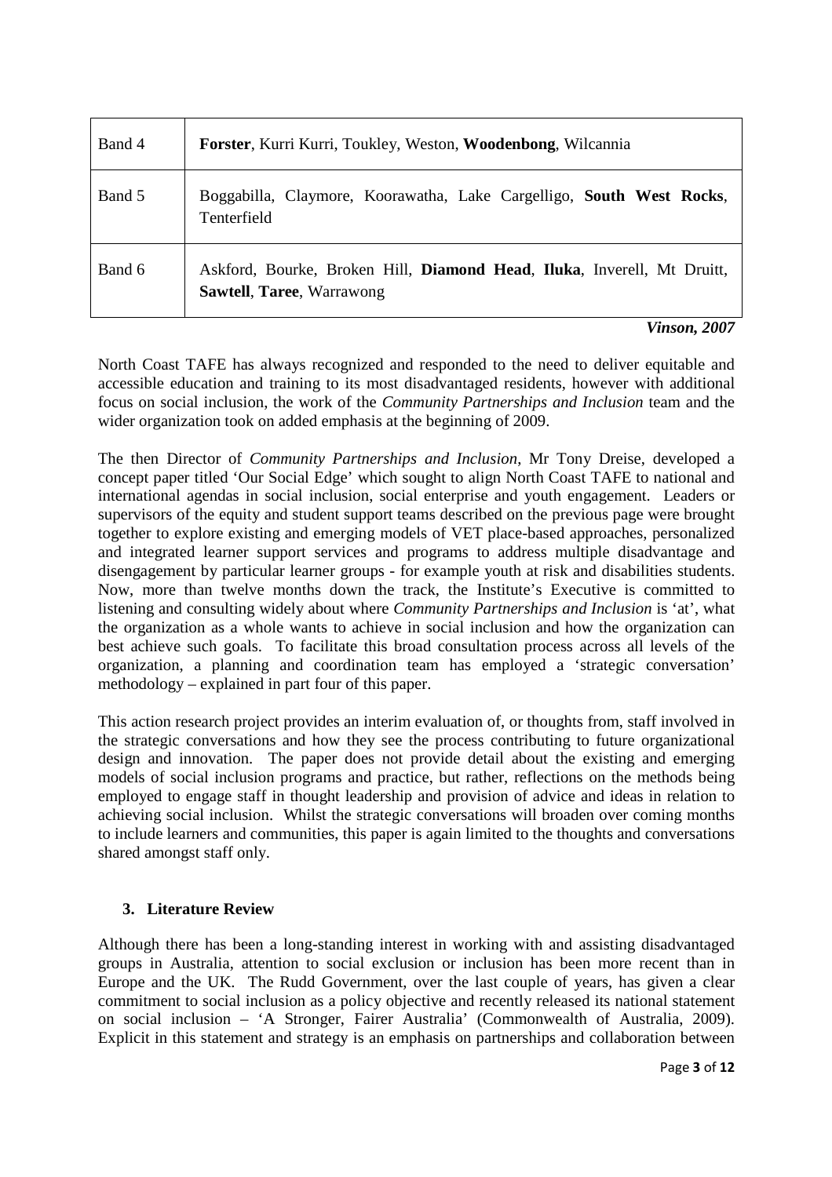| Band 4 | **Forster**, Kurri Kurri, Toukley, Weston, **Woodenbong**, Wilcannia |
|---|---|
| Band 5 | Boggabilla, Claymore, Koorawatha, Lake Cargelligo, **South West Rocks**, Tenterfield |
| Band 6 | Askford, Bourke, Broken Hill, **Diamond Head**, **Iluka**, Inverell, Mt Druitt, **Sawtell**, **Taree**, Warrawong |

***Vinson, 2007***

North Coast TAFE has always recognized and responded to the need to deliver equitable and accessible education and training to its most disadvantaged residents, however with additional focus on social inclusion, the work of the *Community Partnerships and Inclusion* team and the wider organization took on added emphasis at the beginning of 2009.

The then Director of *Community Partnerships and Inclusion*, Mr Tony Dreise, developed a concept paper titled 'Our Social Edge' which sought to align North Coast TAFE to national and international agendas in social inclusion, social enterprise and youth engagement. Leaders or supervisors of the equity and student support teams described on the previous page were brought together to explore existing and emerging models of VET place-based approaches, personalized and integrated learner support services and programs to address multiple disadvantage and disengagement by particular learner groups - for example youth at risk and disabilities students. Now, more than twelve months down the track, the Institute's Executive is committed to listening and consulting widely about where *Community Partnerships and Inclusion* is 'at', what the organization as a whole wants to achieve in social inclusion and how the organization can best achieve such goals. To facilitate this broad consultation process across all levels of the organization, a planning and coordination team has employed a 'strategic conversation' methodology – explained in part four of this paper.

This action research project provides an interim evaluation of, or thoughts from, staff involved in the strategic conversations and how they see the process contributing to future organizational design and innovation. The paper does not provide detail about the existing and emerging models of social inclusion programs and practice, but rather, reflections on the methods being employed to engage staff in thought leadership and provision of advice and ideas in relation to achieving social inclusion. Whilst the strategic conversations will broaden over coming months to include learners and communities, this paper is again limited to the thoughts and conversations shared amongst staff only.

## 3. Literature Review

Although there has been a long-standing interest in working with and assisting disadvantaged groups in Australia, attention to social exclusion or inclusion has been more recent than in Europe and the UK. The Rudd Government, over the last couple of years, has given a clear commitment to social inclusion as a policy objective and recently released its national statement on social inclusion – 'A Stronger, Fairer Australia' (Commonwealth of Australia, 2009). Explicit in this statement and strategy is an emphasis on partnerships and collaboration between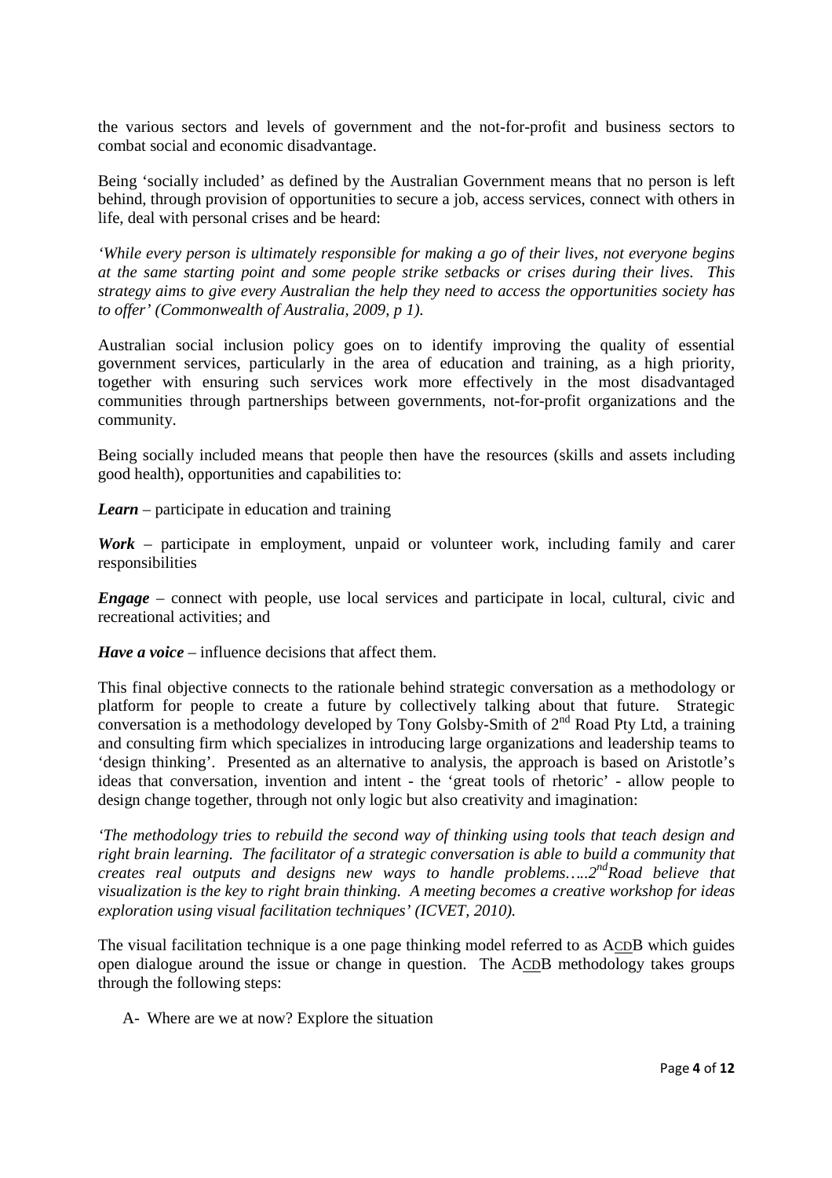the various sectors and levels of government and the not-for-profit and business sectors to combat social and economic disadvantage.

Being 'socially included' as defined by the Australian Government means that no person is left behind, through provision of opportunities to secure a job, access services, connect with others in life, deal with personal crises and be heard:

*'While every person is ultimately responsible for making a go of their lives, not everyone begins at the same starting point and some people strike setbacks or crises during their lives. This strategy aims to give every Australian the help they need to access the opportunities society has to offer' (Commonwealth of Australia, 2009, p 1).*

Australian social inclusion policy goes on to identify improving the quality of essential government services, particularly in the area of education and training, as a high priority, together with ensuring such services work more effectively in the most disadvantaged communities through partnerships between governments, not-for-profit organizations and the community.

Being socially included means that people then have the resources (skills and assets including good health), opportunities and capabilities to:

***Learn*** – participate in education and training

***Work*** – participate in employment, unpaid or volunteer work, including family and carer responsibilities

***Engage*** – connect with people, use local services and participate in local, cultural, civic and recreational activities; and

***Have a voice*** – influence decisions that affect them.

This final objective connects to the rationale behind strategic conversation as a methodology or platform for people to create a future by collectively talking about that future. Strategic conversation is a methodology developed by Tony Golsby-Smith of 2nd Road Pty Ltd, a training and consulting firm which specializes in introducing large organizations and leadership teams to 'design thinking'. Presented as an alternative to analysis, the approach is based on Aristotle's ideas that conversation, invention and intent - the 'great tools of rhetoric' - allow people to design change together, through not only logic but also creativity and imagination:

*'The methodology tries to rebuild the second way of thinking using tools that teach design and right brain learning. The facilitator of a strategic conversation is able to build a community that creates real outputs and designs new ways to handle problems…..2nd Road believe that visualization is the key to right brain thinking. A meeting becomes a creative workshop for ideas exploration using visual facilitation techniques' (ICVET, 2010).*

The visual facilitation technique is a one page thinking model referred to as ACDB which guides open dialogue around the issue or change in question. The ACDB methodology takes groups through the following steps:

A- Where are we at now? Explore the situation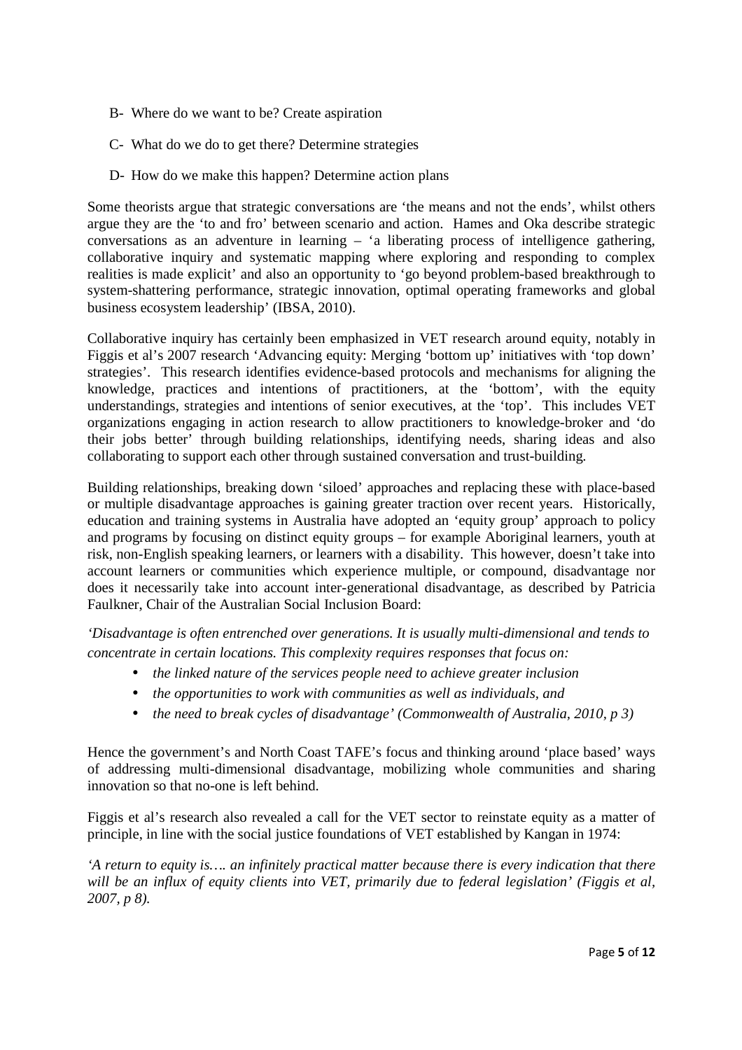B- Where do we want to be? Create aspiration

C- What do we do to get there? Determine strategies

D- How do we make this happen? Determine action plans

Some theorists argue that strategic conversations are 'the means and not the ends', whilst others argue they are the 'to and fro' between scenario and action. Hames and Oka describe strategic conversations as an adventure in learning – 'a liberating process of intelligence gathering, collaborative inquiry and systematic mapping where exploring and responding to complex realities is made explicit' and also an opportunity to 'go beyond problem-based breakthrough to system-shattering performance, strategic innovation, optimal operating frameworks and global business ecosystem leadership' (IBSA, 2010).

Collaborative inquiry has certainly been emphasized in VET research around equity, notably in Figgis et al's 2007 research 'Advancing equity: Merging 'bottom up' initiatives with 'top down' strategies'. This research identifies evidence-based protocols and mechanisms for aligning the knowledge, practices and intentions of practitioners, at the 'bottom', with the equity understandings, strategies and intentions of senior executives, at the 'top'. This includes VET organizations engaging in action research to allow practitioners to knowledge-broker and 'do their jobs better' through building relationships, identifying needs, sharing ideas and also collaborating to support each other through sustained conversation and trust-building.

Building relationships, breaking down 'siloed' approaches and replacing these with place-based or multiple disadvantage approaches is gaining greater traction over recent years. Historically, education and training systems in Australia have adopted an 'equity group' approach to policy and programs by focusing on distinct equity groups – for example Aboriginal learners, youth at risk, non-English speaking learners, or learners with a disability. This however, doesn't take into account learners or communities which experience multiple, or compound, disadvantage nor does it necessarily take into account inter-generational disadvantage, as described by Patricia Faulkner, Chair of the Australian Social Inclusion Board:

*'Disadvantage is often entrenched over generations. It is usually multi-dimensional and tends to concentrate in certain locations. This complexity requires responses that focus on:*

- *the linked nature of the services people need to achieve greater inclusion*
- *the opportunities to work with communities as well as individuals, and*
- *the need to break cycles of disadvantage' (Commonwealth of Australia, 2010, p 3)*

Hence the government's and North Coast TAFE's focus and thinking around 'place based' ways of addressing multi-dimensional disadvantage, mobilizing whole communities and sharing innovation so that no-one is left behind.

Figgis et al's research also revealed a call for the VET sector to reinstate equity as a matter of principle, in line with the social justice foundations of VET established by Kangan in 1974:

*'A return to equity is…. an infinitely practical matter because there is every indication that there will be an influx of equity clients into VET, primarily due to federal legislation' (Figgis et al, 2007, p 8).*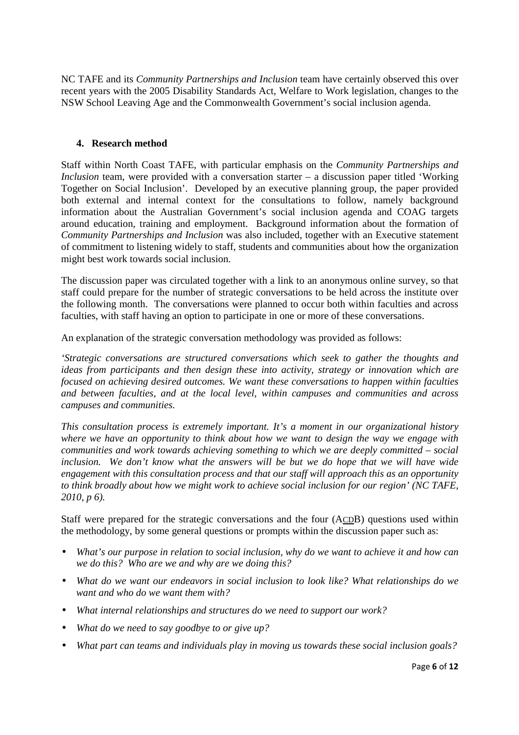NC TAFE and its *Community Partnerships and Inclusion* team have certainly observed this over recent years with the 2005 Disability Standards Act, Welfare to Work legislation, changes to the NSW School Leaving Age and the Commonwealth Government's social inclusion agenda.

## 4. Research method

Staff within North Coast TAFE, with particular emphasis on the *Community Partnerships and Inclusion* team, were provided with a conversation starter – a discussion paper titled 'Working Together on Social Inclusion'. Developed by an executive planning group, the paper provided both external and internal context for the consultations to follow, namely background information about the Australian Government's social inclusion agenda and COAG targets around education, training and employment. Background information about the formation of *Community Partnerships and Inclusion* was also included, together with an Executive statement of commitment to listening widely to staff, students and communities about how the organization might best work towards social inclusion.

The discussion paper was circulated together with a link to an anonymous online survey, so that staff could prepare for the number of strategic conversations to be held across the institute over the following month. The conversations were planned to occur both within faculties and across faculties, with staff having an option to participate in one or more of these conversations.

An explanation of the strategic conversation methodology was provided as follows:

*'Strategic conversations are structured conversations which seek to gather the thoughts and ideas from participants and then design these into activity, strategy or innovation which are focused on achieving desired outcomes. We want these conversations to happen within faculties and between faculties, and at the local level, within campuses and communities and across campuses and communities.*

*This consultation process is extremely important. It's a moment in our organizational history where we have an opportunity to think about how we want to design the way we engage with communities and work towards achieving something to which we are deeply committed – social inclusion. We don't know what the answers will be but we do hope that we will have wide engagement with this consultation process and that our staff will approach this as an opportunity to think broadly about how we might work to achieve social inclusion for our region' (NC TAFE, 2010, p 6).*

Staff were prepared for the strategic conversations and the four (ACDB) questions used within the methodology, by some general questions or prompts within the discussion paper such as:

- *What's our purpose in relation to social inclusion, why do we want to achieve it and how can we do this? Who are we and why are we doing this?*
- *What do we want our endeavors in social inclusion to look like? What relationships do we want and who do we want them with?*
- *What internal relationships and structures do we need to support our work?*
- *What do we need to say goodbye to or give up?*
- *What part can teams and individuals play in moving us towards these social inclusion goals?*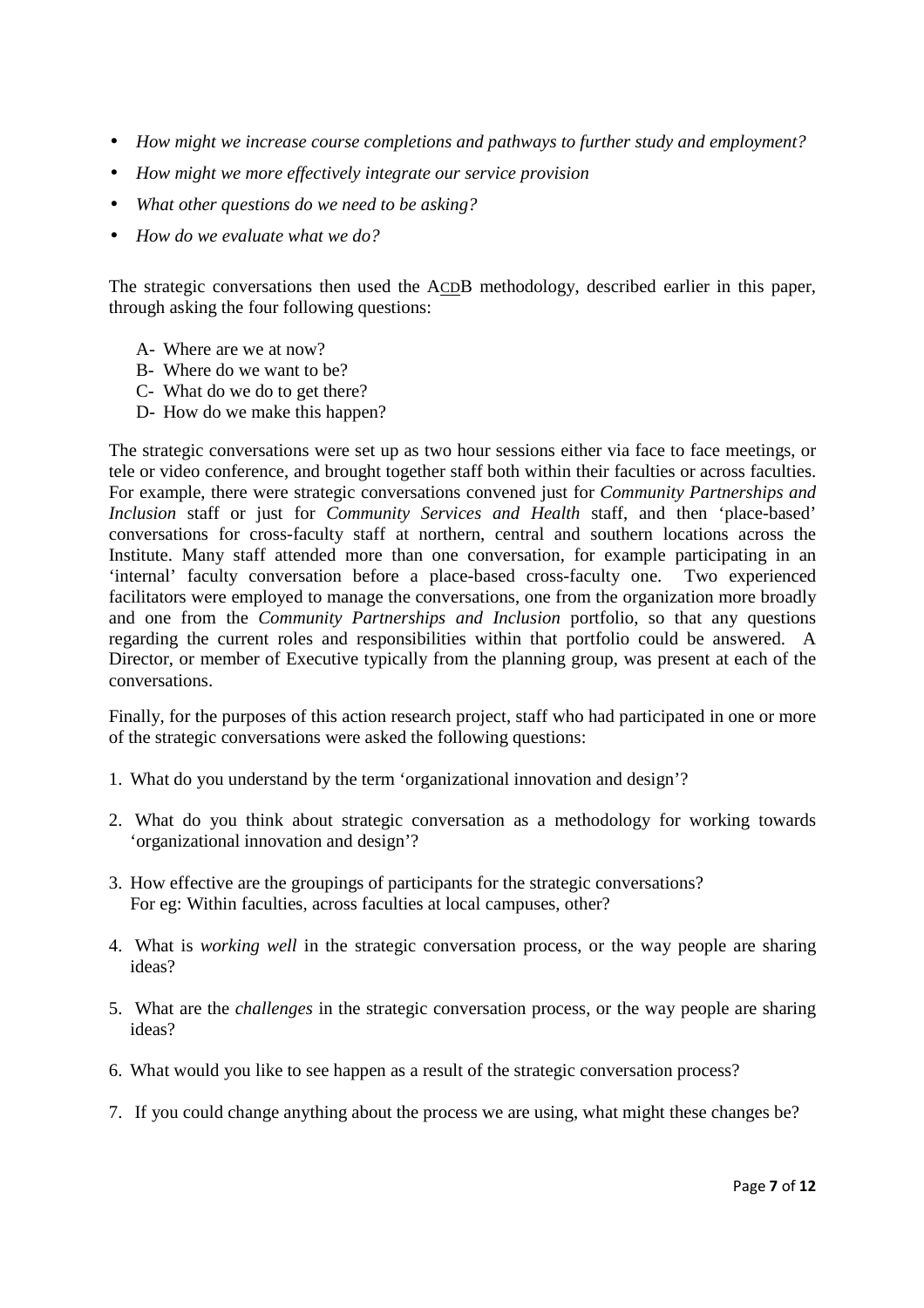- *How might we increase course completions and pathways to further study and employment?*
- *How might we more effectively integrate our service provision*
- *What other questions do we need to be asking?*
- *How do we evaluate what we do?*

The strategic conversations then used the ACDB methodology, described earlier in this paper, through asking the four following questions:

A- Where are we at now?
B- Where do we want to be?
C- What do we do to get there?
D- How do we make this happen?

The strategic conversations were set up as two hour sessions either via face to face meetings, or tele or video conference, and brought together staff both within their faculties or across faculties. For example, there were strategic conversations convened just for *Community Partnerships and Inclusion* staff or just for *Community Services and Health* staff, and then 'place-based' conversations for cross-faculty staff at northern, central and southern locations across the Institute. Many staff attended more than one conversation, for example participating in an 'internal' faculty conversation before a place-based cross-faculty one. Two experienced facilitators were employed to manage the conversations, one from the organization more broadly and one from the *Community Partnerships and Inclusion* portfolio, so that any questions regarding the current roles and responsibilities within that portfolio could be answered. A Director, or member of Executive typically from the planning group, was present at each of the conversations.

Finally, for the purposes of this action research project, staff who had participated in one or more of the strategic conversations were asked the following questions:

1. What do you understand by the term 'organizational innovation and design'?
2. What do you think about strategic conversation as a methodology for working towards 'organizational innovation and design'?
3. How effective are the groupings of participants for the strategic conversations? For eg: Within faculties, across faculties at local campuses, other?
4. What is *working well* in the strategic conversation process, or the way people are sharing ideas?
5. What are the *challenges* in the strategic conversation process, or the way people are sharing ideas?
6. What would you like to see happen as a result of the strategic conversation process?
7. If you could change anything about the process we are using, what might these changes be?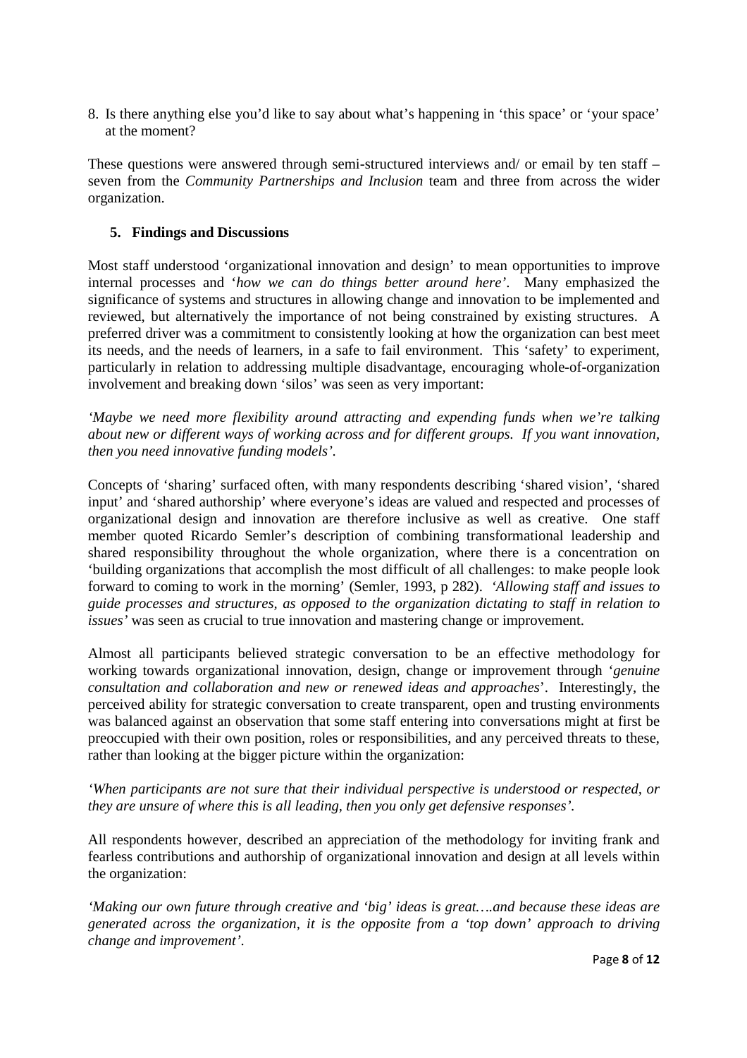8. Is there anything else you'd like to say about what's happening in 'this space' or 'your space' at the moment?

These questions were answered through semi-structured interviews and/ or email by ten staff – seven from the *Community Partnerships and Inclusion* team and three from across the wider organization.

## 5. Findings and Discussions

Most staff understood 'organizational innovation and design' to mean opportunities to improve internal processes and '*how we can do things better around here'*. Many emphasized the significance of systems and structures in allowing change and innovation to be implemented and reviewed, but alternatively the importance of not being constrained by existing structures. A preferred driver was a commitment to consistently looking at how the organization can best meet its needs, and the needs of learners, in a safe to fail environment. This 'safety' to experiment, particularly in relation to addressing multiple disadvantage, encouraging whole-of-organization involvement and breaking down 'silos' was seen as very important:

*'Maybe we need more flexibility around attracting and expending funds when we're talking about new or different ways of working across and for different groups. If you want innovation, then you need innovative funding models'.*

Concepts of 'sharing' surfaced often, with many respondents describing 'shared vision', 'shared input' and 'shared authorship' where everyone's ideas are valued and respected and processes of organizational design and innovation are therefore inclusive as well as creative. One staff member quoted Ricardo Semler's description of combining transformational leadership and shared responsibility throughout the whole organization, where there is a concentration on 'building organizations that accomplish the most difficult of all challenges: to make people look forward to coming to work in the morning' (Semler, 1993, p 282). *'Allowing staff and issues to guide processes and structures, as opposed to the organization dictating to staff in relation to issues'* was seen as crucial to true innovation and mastering change or improvement.

Almost all participants believed strategic conversation to be an effective methodology for working towards organizational innovation, design, change or improvement through '*genuine consultation and collaboration and new or renewed ideas and approaches*'. Interestingly, the perceived ability for strategic conversation to create transparent, open and trusting environments was balanced against an observation that some staff entering into conversations might at first be preoccupied with their own position, roles or responsibilities, and any perceived threats to these, rather than looking at the bigger picture within the organization:

*'When participants are not sure that their individual perspective is understood or respected, or they are unsure of where this is all leading, then you only get defensive responses'.*

All respondents however, described an appreciation of the methodology for inviting frank and fearless contributions and authorship of organizational innovation and design at all levels within the organization:

*'Making our own future through creative and 'big' ideas is great….and because these ideas are generated across the organization, it is the opposite from a 'top down' approach to driving change and improvement'.*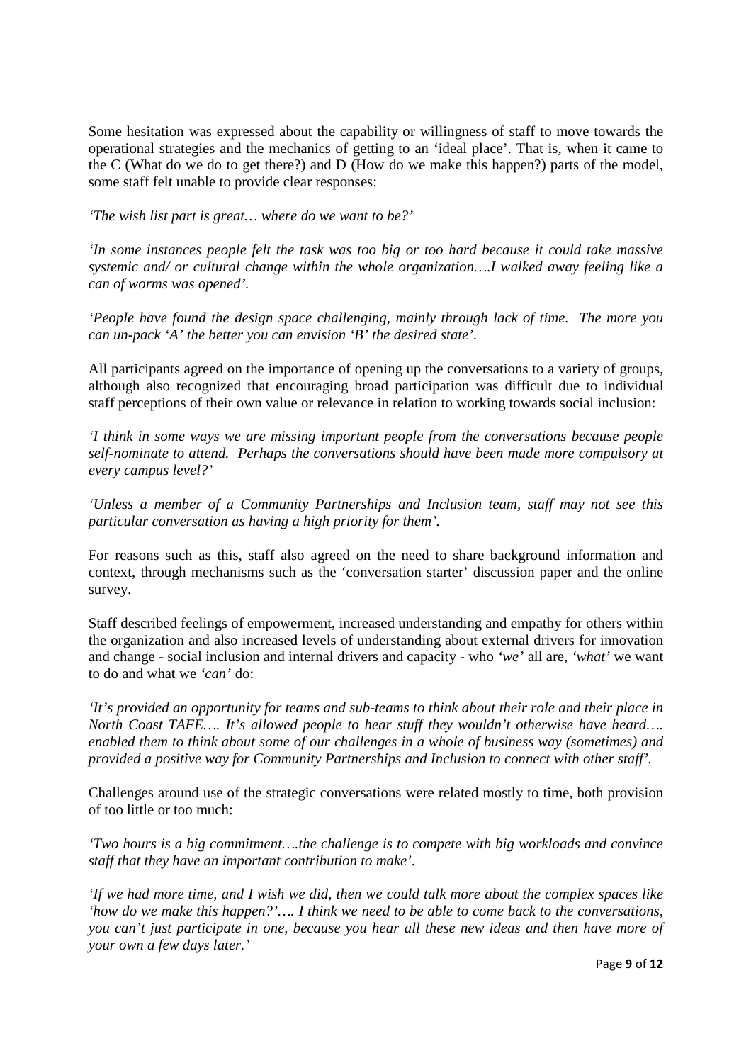Some hesitation was expressed about the capability or willingness of staff to move towards the operational strategies and the mechanics of getting to an 'ideal place'. That is, when it came to the C (What do we do to get there?) and D (How do we make this happen?) parts of the model, some staff felt unable to provide clear responses:

*'The wish list part is great… where do we want to be?'*

*'In some instances people felt the task was too big or too hard because it could take massive systemic and/ or cultural change within the whole organization….I walked away feeling like a can of worms was opened'.*

*'People have found the design space challenging, mainly through lack of time. The more you can un-pack 'A' the better you can envision 'B' the desired state'.*

All participants agreed on the importance of opening up the conversations to a variety of groups, although also recognized that encouraging broad participation was difficult due to individual staff perceptions of their own value or relevance in relation to working towards social inclusion:

*'I think in some ways we are missing important people from the conversations because people self-nominate to attend. Perhaps the conversations should have been made more compulsory at every campus level?'*

*'Unless a member of a Community Partnerships and Inclusion team, staff may not see this particular conversation as having a high priority for them'.*

For reasons such as this, staff also agreed on the need to share background information and context, through mechanisms such as the 'conversation starter' discussion paper and the online survey.

Staff described feelings of empowerment, increased understanding and empathy for others within the organization and also increased levels of understanding about external drivers for innovation and change - social inclusion and internal drivers and capacity - who *'we'* all are, *'what'* we want to do and what we *'can'* do:

*'It's provided an opportunity for teams and sub-teams to think about their role and their place in North Coast TAFE…. It's allowed people to hear stuff they wouldn't otherwise have heard…. enabled them to think about some of our challenges in a whole of business way (sometimes) and provided a positive way for Community Partnerships and Inclusion to connect with other staff'.*

Challenges around use of the strategic conversations were related mostly to time, both provision of too little or too much:

*'Two hours is a big commitment….the challenge is to compete with big workloads and convince staff that they have an important contribution to make'.*

*'If we had more time, and I wish we did, then we could talk more about the complex spaces like 'how do we make this happen?'…. I think we need to be able to come back to the conversations, you can't just participate in one, because you hear all these new ideas and then have more of your own a few days later.'*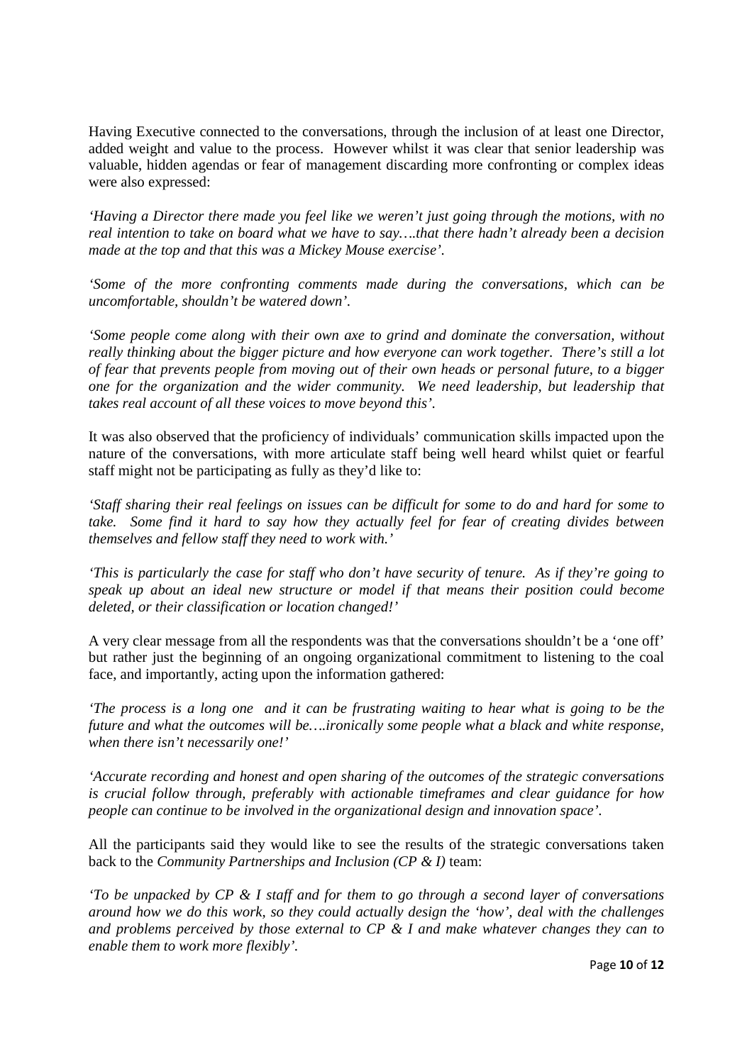Having Executive connected to the conversations, through the inclusion of at least one Director, added weight and value to the process. However whilst it was clear that senior leadership was valuable, hidden agendas or fear of management discarding more confronting or complex ideas were also expressed:

*'Having a Director there made you feel like we weren't just going through the motions, with no real intention to take on board what we have to say….that there hadn't already been a decision made at the top and that this was a Mickey Mouse exercise'.*

*'Some of the more confronting comments made during the conversations, which can be uncomfortable, shouldn't be watered down'.*

*'Some people come along with their own axe to grind and dominate the conversation, without really thinking about the bigger picture and how everyone can work together. There's still a lot of fear that prevents people from moving out of their own heads or personal future, to a bigger one for the organization and the wider community. We need leadership, but leadership that takes real account of all these voices to move beyond this'.*

It was also observed that the proficiency of individuals' communication skills impacted upon the nature of the conversations, with more articulate staff being well heard whilst quiet or fearful staff might not be participating as fully as they'd like to:

*'Staff sharing their real feelings on issues can be difficult for some to do and hard for some to take. Some find it hard to say how they actually feel for fear of creating divides between themselves and fellow staff they need to work with.'*

*'This is particularly the case for staff who don't have security of tenure. As if they're going to speak up about an ideal new structure or model if that means their position could become deleted, or their classification or location changed!'*

A very clear message from all the respondents was that the conversations shouldn't be a 'one off' but rather just the beginning of an ongoing organizational commitment to listening to the coal face, and importantly, acting upon the information gathered:

*'The process is a long one and it can be frustrating waiting to hear what is going to be the future and what the outcomes will be….ironically some people what a black and white response, when there isn't necessarily one!'*

*'Accurate recording and honest and open sharing of the outcomes of the strategic conversations is crucial follow through, preferably with actionable timeframes and clear guidance for how people can continue to be involved in the organizational design and innovation space'.*

All the participants said they would like to see the results of the strategic conversations taken back to the *Community Partnerships and Inclusion (CP & I)* team:

*'To be unpacked by CP & I staff and for them to go through a second layer of conversations around how we do this work, so they could actually design the 'how', deal with the challenges and problems perceived by those external to CP & I and make whatever changes they can to enable them to work more flexibly'.*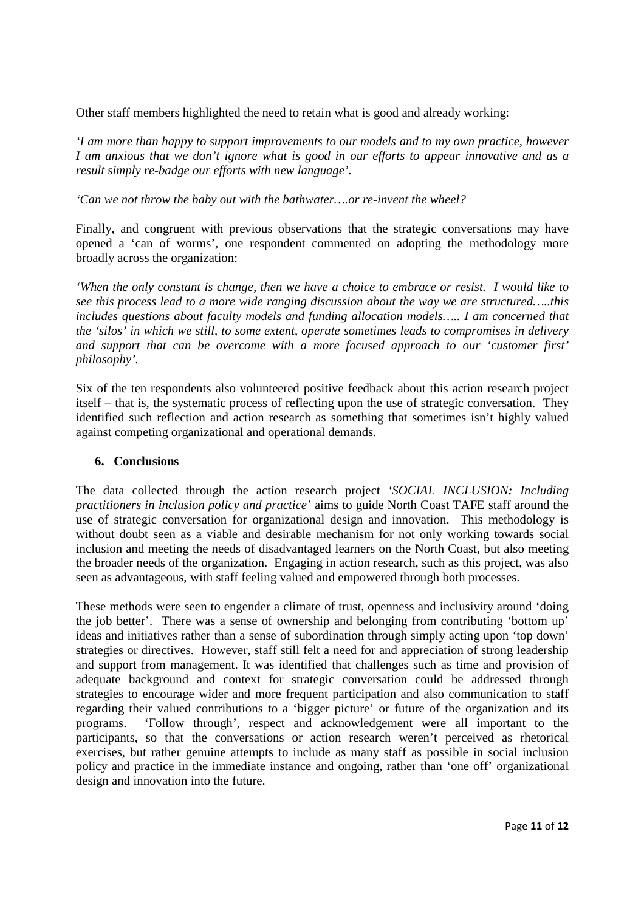Other staff members highlighted the need to retain what is good and already working:

*'I am more than happy to support improvements to our models and to my own practice, however I am anxious that we don't ignore what is good in our efforts to appear innovative and as a result simply re-badge our efforts with new language'.*

*'Can we not throw the baby out with the bathwater….or re-invent the wheel?*

Finally, and congruent with previous observations that the strategic conversations may have opened a 'can of worms', one respondent commented on adopting the methodology more broadly across the organization:

*'When the only constant is change, then we have a choice to embrace or resist. I would like to see this process lead to a more wide ranging discussion about the way we are structured…..this includes questions about faculty models and funding allocation models….. I am concerned that the 'silos' in which we still, to some extent, operate sometimes leads to compromises in delivery and support that can be overcome with a more focused approach to our 'customer first' philosophy'.*

Six of the ten respondents also volunteered positive feedback about this action research project itself – that is, the systematic process of reflecting upon the use of strategic conversation. They identified such reflection and action research as something that sometimes isn't highly valued against competing organizational and operational demands.

## 6. Conclusions

The data collected through the action research project *'SOCIAL INCLUSION: Including practitioners in inclusion policy and practice'* aims to guide North Coast TAFE staff around the use of strategic conversation for organizational design and innovation. This methodology is without doubt seen as a viable and desirable mechanism for not only working towards social inclusion and meeting the needs of disadvantaged learners on the North Coast, but also meeting the broader needs of the organization. Engaging in action research, such as this project, was also seen as advantageous, with staff feeling valued and empowered through both processes.

These methods were seen to engender a climate of trust, openness and inclusivity around 'doing the job better'. There was a sense of ownership and belonging from contributing 'bottom up' ideas and initiatives rather than a sense of subordination through simply acting upon 'top down' strategies or directives. However, staff still felt a need for and appreciation of strong leadership and support from management. It was identified that challenges such as time and provision of adequate background and context for strategic conversation could be addressed through strategies to encourage wider and more frequent participation and also communication to staff regarding their valued contributions to a 'bigger picture' or future of the organization and its programs. 'Follow through', respect and acknowledgement were all important to the participants, so that the conversations or action research weren't perceived as rhetorical exercises, but rather genuine attempts to include as many staff as possible in social inclusion policy and practice in the immediate instance and ongoing, rather than 'one off' organizational design and innovation into the future.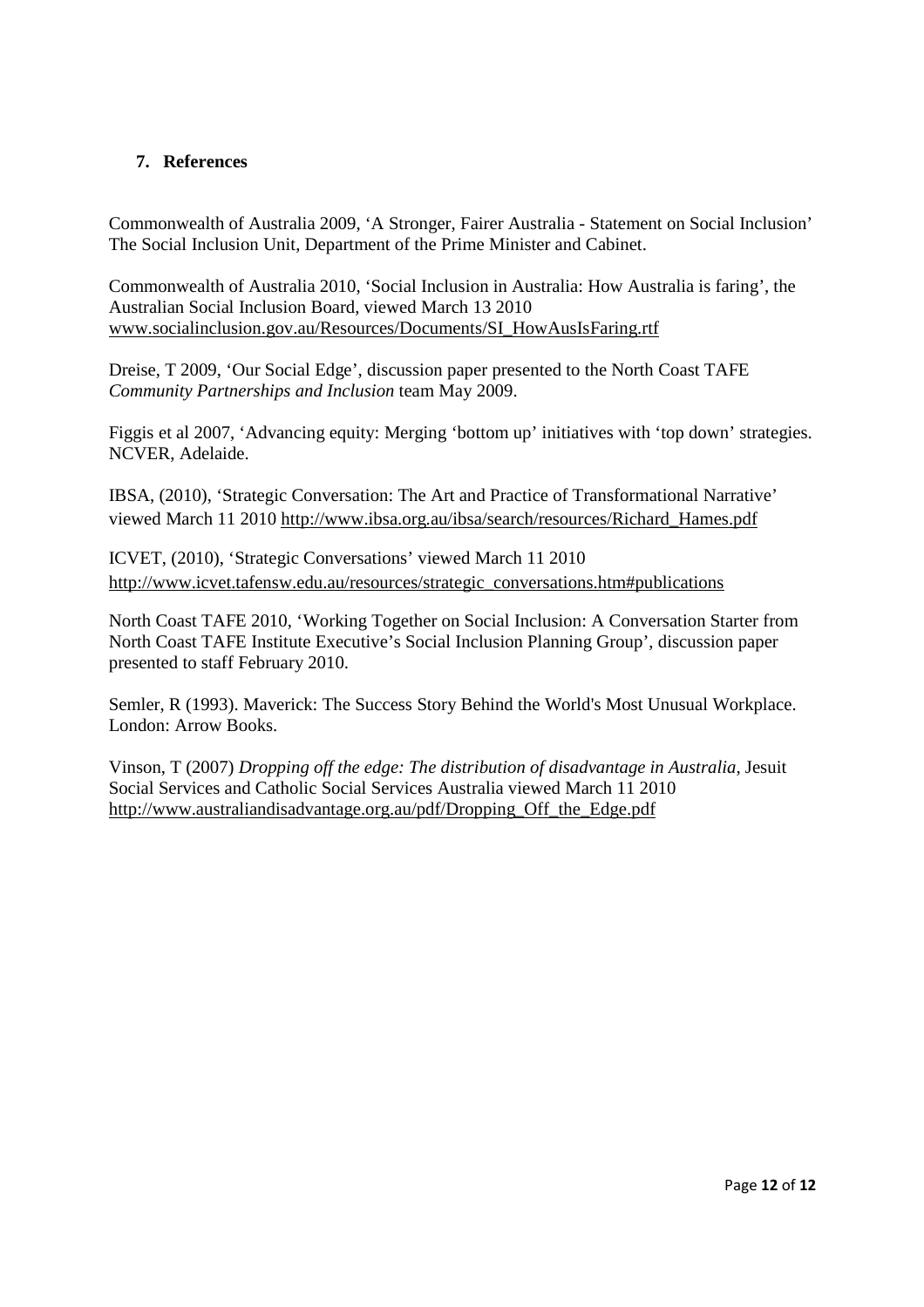## 7. References

Commonwealth of Australia 2009, 'A Stronger, Fairer Australia - Statement on Social Inclusion' The Social Inclusion Unit, Department of the Prime Minister and Cabinet.

Commonwealth of Australia 2010, 'Social Inclusion in Australia: How Australia is faring', the Australian Social Inclusion Board, viewed March 13 2010 www.socialinclusion.gov.au/Resources/Documents/SI_HowAusIsFaring.rtf

Dreise, T 2009, 'Our Social Edge', discussion paper presented to the North Coast TAFE *Community Partnerships and Inclusion* team May 2009.

Figgis et al 2007, 'Advancing equity: Merging 'bottom up' initiatives with 'top down' strategies. NCVER, Adelaide.

IBSA, (2010), 'Strategic Conversation: The Art and Practice of Transformational Narrative' viewed March 11 2010 http://www.ibsa.org.au/ibsa/search/resources/Richard_Hames.pdf

ICVET, (2010), 'Strategic Conversations' viewed March 11 2010 http://www.icvet.tafensw.edu.au/resources/strategic_conversations.htm#publications

North Coast TAFE 2010, 'Working Together on Social Inclusion: A Conversation Starter from North Coast TAFE Institute Executive's Social Inclusion Planning Group', discussion paper presented to staff February 2010.

Semler, R (1993). Maverick: The Success Story Behind the World's Most Unusual Workplace. London: Arrow Books.

Vinson, T (2007) *Dropping off the edge: The distribution of disadvantage in Australia,* Jesuit Social Services and Catholic Social Services Australia viewed March 11 2010 http://www.australiandisadvantage.org.au/pdf/Dropping_Off_the_Edge.pdf